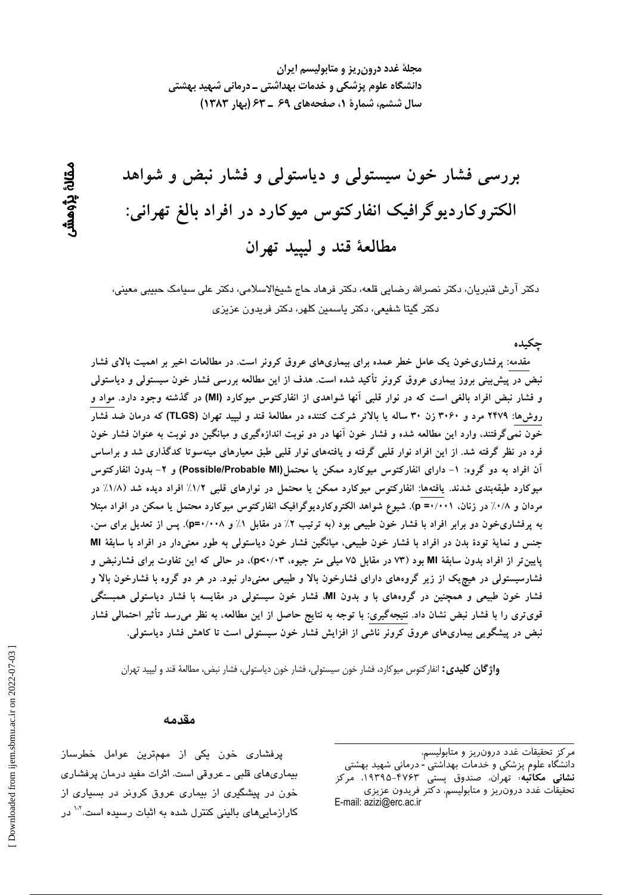# بررسی فشار خون سیستولی و دیاستولی و فشار نبض و شواهد الکتروکاردیوگرافیک انفارکتوس میوکارد در افراد بالغ تهرانی: مطالعهٔ قند و لیپید تهران

مقالهٔ پژوهشی

دکتر آرش قنبریان، دکتر نصرالله رضایی قلعه، دکتر فرهاد حاج شیخ‌الاسلامی، دکتر علی سیامک حبیبی معینی، دکتر گیتا شفیعی، دکتر یاسمین کلهر، دکتر فریدون عزیزی

## چکیده

**مقدمه:** پرفشاری‌خون یک عامل خطر عمده برای بیماری‌های عروق کرونر است. در مطالعات اخیر بر اهمیت بالای فشار نبض در پیش‌بینی بروز بیماری عروق کرونر تأکید شده است. هدف از این مطالعه بررسی فشار خون سیستولی و دیاستولی و فشار نبض افراد بالغی است که در نوار قلبی آنها شواهدی از انفارکتوس میوکارد (MI) در گذشته وجود دارد. **مواد و روش‌ها:** ۲۴۷۹ مرد و ۳۰۶۰ زن ۳۰ ساله یا بالاتر شرکت کننده در مطالعهٔ قند و لیپید تهران (TLGS) که درمان ضد فشار خون نمی‌گرفتند، وارد این مطالعه شده و فشار خون آنها در دو نوبت اندازه‌گیری و میانگین دو نوبت به عنوان فشار خون فرد در نظر گرفته شد. از این افراد نوار قلبی گرفته و یافته‌های نوار قلبی طبق معیارهای مینه‌سوتا کدگذاری شد و براساس آن افراد به دو گروه: ۱- دارای انفارکتوس میوکارد ممکن یا محتمل (Possible/Probable MI) و ۲- بدون انفارکتوس میوکارد طبقه‌بندی شدند. **یافته‌ها:** انفارکتوس میوکارد ممکن یا محتمل در نوارهای قلبی ۱/۲٪ افراد دیده شد (۱/۸٪ در مردان و ۰/۸٪ در زنان، p= ۰/۰۰۱). شیوع شواهد الکتروکاردیوگرافیک انفارکتوس میوکارد محتمل یا ممکن در افراد مبتلا به پرفشاری‌خون دو برابر افراد با فشار خون طبیعی بود (به ترتیب ۲٪ در مقابل ۱٪ و p=۰/۰۰۸). پس از تعدیل برای سن، جنس و نمایهٔ تودهٔ بدن در افراد با فشار خون طبیعی، میانگین فشار خون دیاستولی به طور معنی‌دار در افراد با سابقهٔ MI پایین‌تر از افراد بدون سابقهٔ MI بود (۷۳ در مقابل ۷۵ میلی متر جیوه، p<۰/۰۳)، در حالی که این تفاوت برای فشارنبض و فشارسیستولی در هیچ‌یک از زیر گروه‌های دارای فشارخون بالا و طبیعی معنی‌دار نبود. در هر دو گروه با فشارخون بالا و فشار خون طبیعی و همچنین در گروه‌های با و بدون MI، فشار خون سیستولی در مقایسه با فشار دیاستولی همبستگی قوی‌تری را با فشار نبض نشان داد. **نتیجه‌گیری:** با توجه به نتایج حاصل از این مطالعه، به نظر می‌رسد تأثیر احتمالی فشار نبض در پیشگویی بیماری‌های عروق کرونر ناشی از افزایش فشار خون سیستولی است تا کاهش فشار دیاستولی.

**واژگان کلیدی:** انفارکتوس میوکارد، فشار خون سیستولی، فشار خون دیاستولی، فشار نبض، مطالعهٔ قند و لیپید تهران

## مقدمه

پرفشاری خون یکی از مهمترین عوامل خطرساز بیماری‌های قلبی ـ عروقی است. اثرات مفید درمان پرفشاری خون در پیشگیری از بیماری عروق کرونر در بسیاری از کارازمایی‌های بالینی کنترل شده به اثبات رسیده است.[۱،۲] در

---

مرکز تحقیقات غدد درون‌ریز و متابولیسم، دانشگاه علوم پزشکی و خدمات بهداشتی - درمانی شهید بهشتی
**نشانی مکاتبه:** تهران، صندوق پستی ۴۷۶۳-۱۹۳۹۵، مرکز تحقیقات غدد درون‌ریز و متابولیسم، دکتر فریدون عزیزی
E-mail: azizi@erc.ac.ir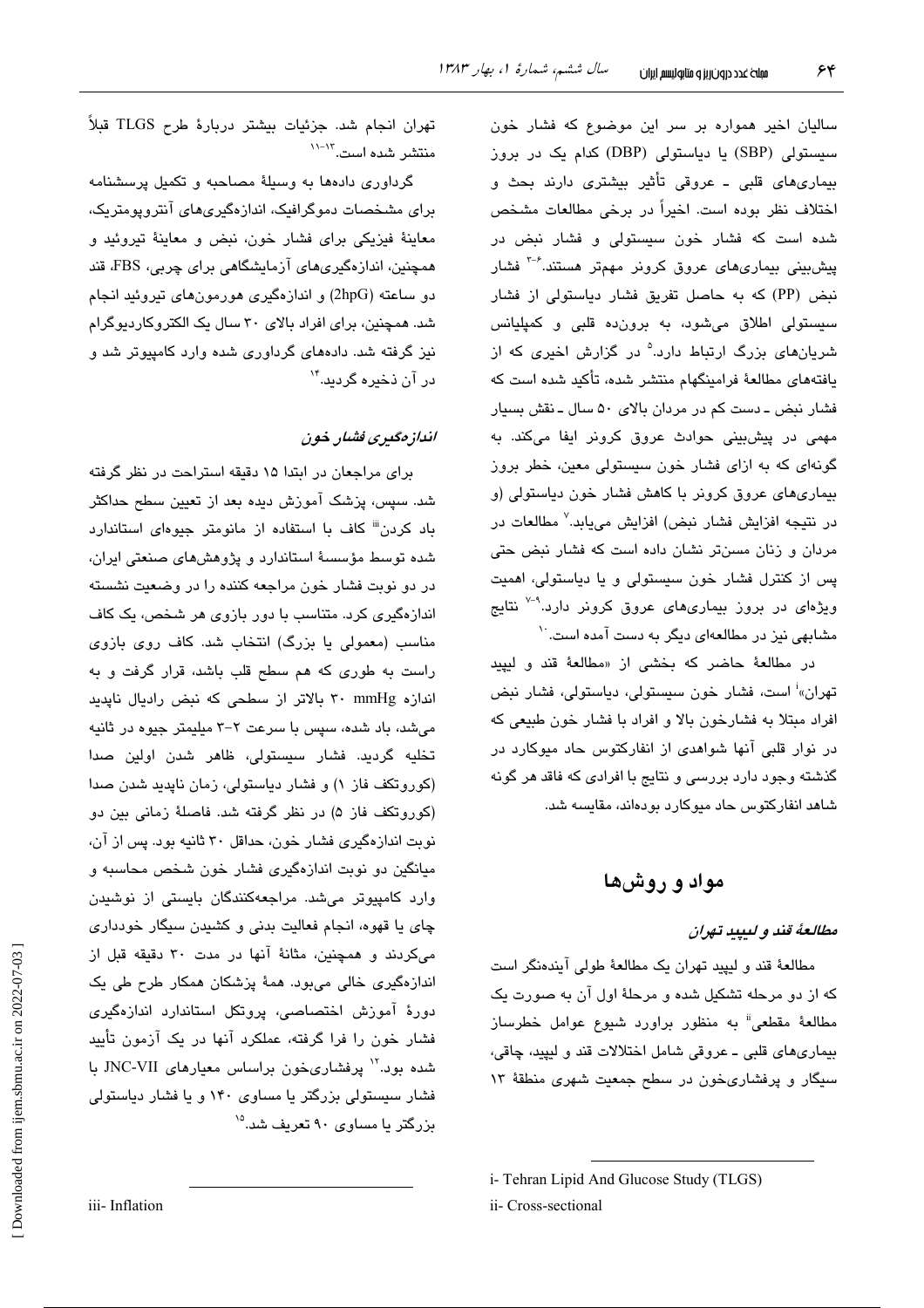سالیان اخیر همواره بر سر این موضوع که فشار خون سیستولی (SBP) یا دیاستولی (DBP) کدام یک در بروز بیماری‌های قلبی ـ عروقی تأثیر بیشتری دارند بحث و اختلاف نظر بوده است. اخیراً در برخی مطالعات مشخص شده است که فشار خون سیستولی و فشار نبض در پیش‌بینی بیماری‌های عروق کرونر مهم‌تر هستند.[۳-۶] فشار نبض (PP) که به حاصل تفریق فشار دیاستولی از فشار سیستولی اطلاق می‌شود، به برون‌ده قلبی و کمپلیانس شریان‌های بزرگ ارتباط دارد.[۵] در گزارش اخیری که از یافته‌های مطالعهٔ فرامینگهام منتشر شده، تأکید شده است که فشار نبض ـ دست کم در مردان بالای ۵۰ سال ـ نقش بسیار مهمی در پیش‌بینی حوادث عروق کرونر ایفا می‌کند. به گونه‌ای که به ازای فشار خون سیستولی معین، خطر بروز بیماری‌های عروق کرونر با کاهش فشار خون دیاستولی (و در نتیجه افزایش فشار نبض) افزایش می‌یابد.[۷] مطالعات در مردان و زنان مسن‌تر نشان داده است که فشار نبض حتی پس از کنترل فشار خون سیستولی و یا دیاستولی، اهمیت ویژه‌ای در بروز بیماری‌های عروق کرونر دارد.[۷-۹] نتایج مشابهی نیز در مطالعه‌ای دیگر به دست آمده است.[۱۰]

در مطالعهٔ حاضر که بخشی از «مطالعهٔ قند و لیپید تهران»[i] است، فشار خون سیستولی، دیاستولی، فشار نبض افراد مبتلا به فشارخون بالا و افراد با فشار خون طبیعی که در نوار قلبی آنها شواهدی از انفارکتوس حاد میوکارد در گذشته وجود دارد بررسی و نتایج با افرادی که فاقد هر گونه شاهد انفارکتوس حاد میوکارد بوده‌اند، مقایسه شد.

## مواد و روش‌ها

### *مطالعهٔ قند و لیپید تهران*

مطالعهٔ قند و لیپید تهران یک مطالعهٔ طولی آینده‌نگر است که از دو مرحله تشکیل شده و مرحلهٔ اول آن به صورت یک مطالعهٔ مقطعی[ii] به منظور براورد شیوع عوامل خطرساز بیماری‌های قلبی ـ عروقی شامل اختلالات قند و لیپید، چاقی، سیگار و پرفشاری‌خون در سطح جمعیت شهری منطقهٔ ۱۳ تهران انجام شد. جزئیات بیشتر دربارهٔ طرح TLGS قبلاً منتشر شده است.[۱۱-۱۳]

گرداوری داده‌ها به وسیلهٔ مصاحبه و تکمیل پرسشنامه برای مشخصات دموگرافیک، اندازه‌گیری‌های آنتروپومتریک، معاینهٔ فیزیکی برای فشار خون، نبض و معاینهٔ تیروئید و همچنین، اندازه‌گیری‌های آزمایشگاهی برای چربی، FBS، قند دو ساعته (2hpG) و اندازه‌گیری هورمون‌های تیروئید انجام شد. همچنین، برای افراد بالای ۳۰ سال یک الکتروکاردیوگرام نیز گرفته شد. داده‌های گرداوری شده وارد کامپیوتر شد و در آن ذخیره گردید.[۱۴]

### *اندازه‌گیری فشار خون*

برای مراجعان در ابتدا ۱۵ دقیقه استراحت در نظر گرفته شد. سپس، پزشک آموزش دیده بعد از تعیین سطح حداکثر باد کردن[iii] کاف با استفاده از مانومتر جیوه‌ای استاندارد شده توسط مؤسسهٔ استاندارد و پژوهش‌های صنعتی ایران، در دو نوبت فشار خون مراجعه کننده را در وضعیت نشسته اندازه‌گیری کرد. متناسب با دور بازوی هر شخص، یک کاف مناسب (معمولی یا بزرگ) انتخاب شد. کاف روی بازوی راست به طوری که هم سطح قلب باشد، قرار گرفت و به اندازه ۳۰ mmHg بالاتر از سطحی که نبض رادیال ناپدید می‌شد، باد شده، سپس با سرعت ۲-۳ میلیمتر جیوه در ثانیه تخلیه گردید. فشار سیستولی، ظاهر شدن اولین صدا (کوروتکف فاز ۱) و فشار دیاستولی، زمان ناپدید شدن صدا (کوروتکف فاز ۵) در نظر گرفته شد. فاصلهٔ زمانی بین دو نوبت اندازه‌گیری فشار خون، حداقل ۳۰ ثانیه بود. پس از آن، میانگین دو نوبت اندازه‌گیری فشار خون شخص محاسبه و وارد کامپیوتر می‌شد. مراجعه‌کنندگان بایستی از نوشیدن چای یا قهوه، انجام فعالیت بدنی و کشیدن سیگار خودداری می‌کردند و همچنین، مثانهٔ آنها در مدت ۳۰ دقیقه قبل از اندازه‌گیری خالی می‌بود. همهٔ پزشکان همکار طرح طی یک دورهٔ آموزش اختصاصی، پروتکل استاندارد اندازه‌گیری فشار خون را فرا گرفته، عملکرد آنها در یک آزمون تأیید شده بود.[۱۲] پرفشاری‌خون براساس معیارهای JNC-VII با فشار سیستولی بزرگتر یا مساوی ۱۴۰ و یا فشار دیاستولی بزرگتر یا مساوی ۹۰ تعریف شد.[۱۵]

---

i- Tehran Lipid And Glucose Study (TLGS)

ii- Cross-sectional

iii- Inflation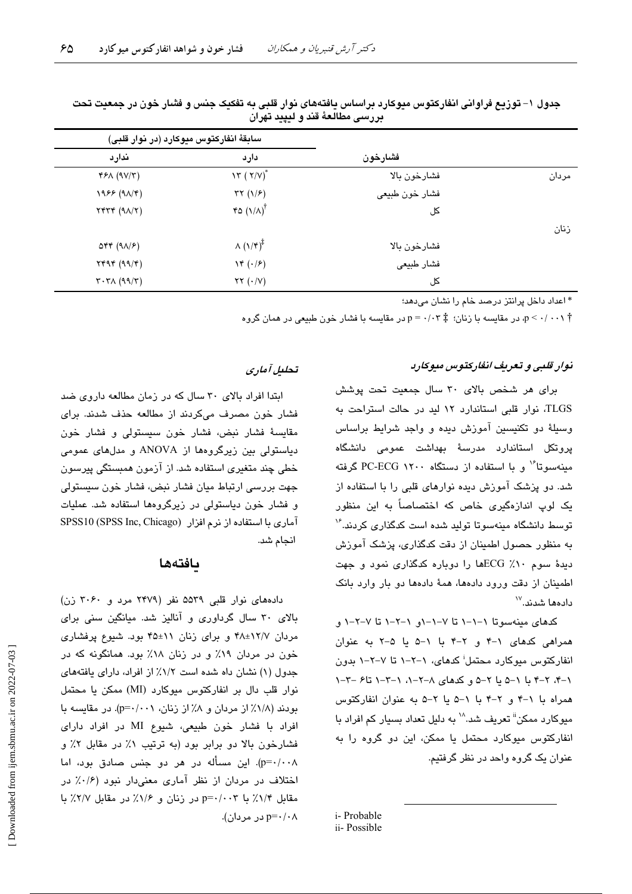**جدول ۱- توزیع فراوانی انفارکتوس میوکارد براساس یافته‌های نوار قلبی به تفکیک جنس و فشار خون در جمعیت تحت بررسی مطالعهٔ قند و لیپید تهران**

| | فشارخون | سابقهٔ انفارکتوس میوکارد (در نوار قلبی) دارد | ندارد |
|---|---|---|---|
| مردان | فشارخون بالا | ۱۳ (۲/۷)* | ۴۶۸ (۹۷/۳) |
| | فشار خون طبیعی | ۳۲ (۱/۶) | ۱۹۶۶ (۹۸/۴) |
| | کل | ۴۵ (۱/۸)† | ۲۴۳۴ (۹۸/۲) |
| زنان | | | |
| | فشارخون بالا | ۸ (۱/۴)‡ | ۵۴۴ (۹۸/۶) |
| | فشار طبیعی | ۱۴ (۰/۶) | ۲۴۹۴ (۹۹/۴) |
| | کل | ۲۲ (۰/۷) | ۳۰۳۸ (۹۹/۳) |

* اعداد داخل پرانتز درصد خام را نشان می‌دهد؛

† $p < 0/001$، در مقایسه با زنان؛ ‡ $p = 0/03$ در مقایسه با فشار خون طبیعی در همان گروه

### *نوار قلبی و تعریف انفارکتوس میوکارد*

برای هر شخص بالای ۳۰ سال جمعیت تحت پوشش TLGS، نوار قلبی استاندارد ۱۲ لید در حالت استراحت به وسیلهٔ دو تکنیسین آموزش دیده و واجد شرایط براساس پروتکل استاندارد مدرسهٔ بهداشت عمومی دانشگاه مینه‌سوتا[16] و با استفاده از دستگاه PC-ECG ۱۲۰۰ گرفته شد. دو پزشک آموزش دیده نوارهای قلبی را با استفاده از یک لوپ اندازه‌گیری خاص که اختصاصاً به این منظور توسط دانشگاه مینه‌سوتا تولید شده است کدگذاری کردند.[16] به منظور حصول اطمینان از دقت کدگذاری، پزشک آموزش دیدهٔ سوم ۱۰٪ ECGها را دوباره کدگذاری نمود و جهت اطمینان از دقت ورود داده‌ها، همهٔ داده‌ها دو بار وارد بانک داده‌ها شدند.[17]

کدهای مینه‌سوتا ۱-۱-۱ تا ۷-۱-۱و ۱-۲-۱ تا ۷-۲-۱ و همراهی کدهای ۱-۴ و ۲-۴ با ۱-۵ یا ۲-۵ به عنوان انفارکتوس میوکارد محتمل[i] کدهای، ۱-۲-۱ تا ۷-۲-۱ بدون ۱-۴، ۲-۴ با ۱-۵ یا ۲-۵ و کدهای ۸-۲-۱، ۱-۳-۱ تا۶ -۳-۱ همراه با ۱-۴ و ۲-۴ با ۱-۵ یا ۲-۵ به عنوان انفارکتوس میوکارد ممکن[ii] تعریف شد.[18] به دلیل تعداد بسیار کم افراد با انفارکتوس میوکارد محتمل یا ممکن، این دو گروه را به عنوان یک گروه واحد در نظر گرفتیم.

### *تحلیل آماری*

ابتدا افراد بالای ۳۰ سال که در زمان مطالعه داروی ضد فشار خون مصرف می‌کردند از مطالعه حذف شدند. برای مقایسهٔ فشار نبض، فشار خون سیستولی و فشار خون دیاستولی بین زیرگروه‌ها از ANOVA و مدل‌های عمومی خطی چند متغیری استفاده شد. از آزمون همبستگی پیرسون جهت بررسی ارتباط میان فشار نبض، فشار خون سیستولی و فشار خون دیاستولی در زیرگروه‌ها استفاده شد. عملیات آماری با استفاده از نرم افزار SPSS10 (SPSS Inc, Chicago) انجام شد.

## یافته‌ها

داده‌های نوار قلبی ۵۵۳۹ نفر (۲۴۷۹ مرد و ۳۰۶۰ زن) بالای ۳۰ سال گرداوری و آنالیز شد. میانگین سنی برای مردان ۱۲/۷±۴۸ و برای زنان ۱۱±۴۵ بود. شیوع پرفشاری خون در مردان ۱۹٪ و در زنان ۱۸٪ بود. همانگونه که در جدول (۱) نشان داه شده است ۱/۲٪ از افراد، دارای یافته‌های نوار قلب دال بر انفارکتوس میوکارد (MI) ممکن یا محتمل بودند (۱/۸٪ از مردان و ۸٪ از زنان، $p=0/001$). در مقایسه با افراد با فشار خون طبیعی، شیوع MI در افراد دارای فشارخون بالا دو برابر بود (به ترتیب ۱٪ در مقابل ۲٪ و $p=0/008$). این مسأله در هر دو جنس صادق بود، اما اختلاف در مردان از نظر آماری معنی‌دار نبود (۰/۶٪ در مقابل ۱/۴٪ با $p=0/003$ در زنان و ۱/۶٪ در مقابل ۲/۷٪ با $p=0/08$ در مردان).

---

i- Probable
ii- Possible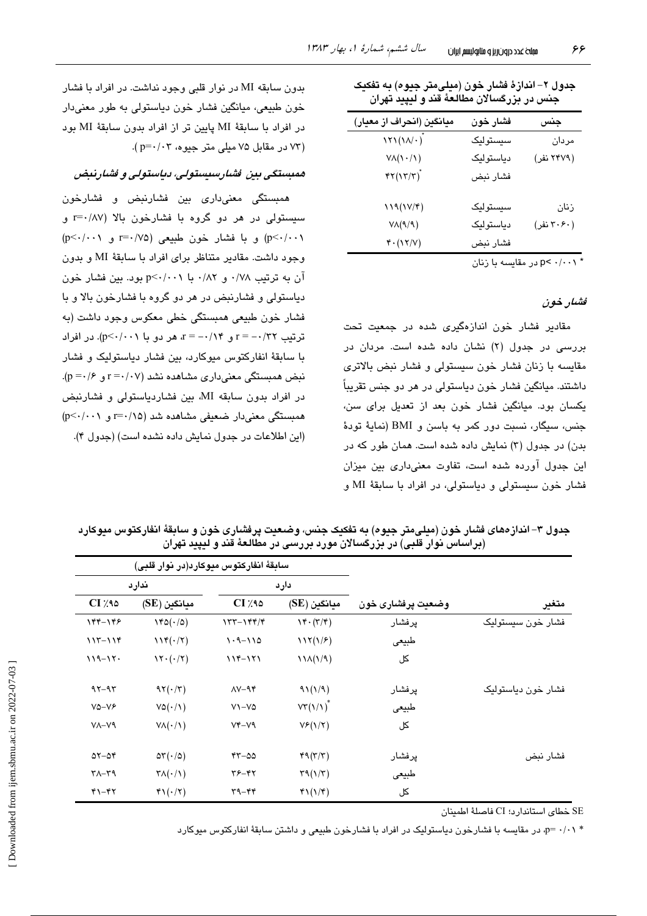جدول ۲- اندازهٔ فشار خون (میلی‌متر جیوه) به تفکیک جنس در بزرگسالان مطالعهٔ قند و لیپید تهران

| جنس | فشار خون | میانگین (انحراف از معیار) |
|---|---|---|
| مردان | سیستولیک | ۱۲۱(۱۸/۰)* |
| (۲۴۷۹ نفر) | دیاستولیک | ۷۸(۱۰/۱) |
| | فشار نبض | ۴۲(۱۳/۳)* |
| زنان | سیستولیک | ۱۱۹(۱۷/۴) |
| (۳۰۶۰ نفر) | دیاستولیک | ۷۸(۹/۹) |
| | فشار نبض | ۴۰(۱۲/۷) |

* p< ۰/۰۰۱ در مقایسه با زنان

### فشار خون

مقادیر فشار خون اندازه‌گیری شده در جمعیت تحت بررسی در جدول (۲) نشان داده شده است. مردان در مقایسه با زنان فشار خون سیستولی و فشار نبض بالاتری داشتند. میانگین فشار خون دیاستولی در هر دو جنس تقریباً یکسان بود. میانگین فشار خون بعد از تعدیل برای سن، جنس، سیگار، نسبت دور کمر به باسن و BMI (نمایهٔ تودهٔ بدن) در جدول (۳) نمایش داده شده است. همان طور که در این جدول آورده شده است، تفاوت معنی‌داری بین میزان فشار خون سیستولی و دیاستولی، در افراد با سابقهٔ MI و بدون سابقه MI در نوار قلبی وجود نداشت. در افراد با فشار خون طبیعی، میانگین فشار خون دیاستولی به طور معنی‌دار در افراد با سابقهٔ MI پایین تر از افراد بدون سابقهٔ MI بود (۷۳ در مقابل ۷۵ میلی متر جیوه، p=۰/۰۳).

### همبستگی بین فشارسیستولی، دیاستولی و فشارنبض

همبستگی معنی‌داری بین فشارنبض و فشارخون سیستولی در هر دو گروه با فشارخون بالا (r=۰/۸۷ و p<۰/۰۰۱) و با فشار خون طبیعی (r=۰/۷۵ و p<۰/۰۰۱) وجود داشت. مقادیر متناظر برای افراد با سابقهٔ MI و بدون آن به ترتیب ۰/۷۸ و ۰/۸۲ با p<۰/۰۰۱ بود. بین فشار خون دیاستولی و فشارنبض در هر دو گروه با فشارخون بالا و با فشار خون طبیعی همبستگی خطی معکوس وجود داشت (به ترتیب r = -۰/۳۲ و r = -۰/۱۴، هر دو با p<۰/۰۰۱). در افراد با سابقهٔ انفارکتوس میوکارد، بین فشار دیاستولیک و فشار نبض همبستگی معنی‌داری مشاهده نشد (r =۰/۰۷ و p =۰/۶). در افراد بدون سابقه MI، بین فشاردیاستولی و فشارنبض همبستگی معنی‌دار ضعیفی مشاهده شد (r=۰/۱۵ و p<۰/۰۰۱) (این اطلاعات در جدول نمایش داده نشده است) (جدول ۴).

جدول ۳- اندازه‌های فشار خون (میلی‌متر جیوه) به تفکیک جنس، وضعیت پرفشاری خون و سابقهٔ انفارکتوس میوکارد (براساس نوار قلبی) در بزرگسالان مورد بررسی در مطالعهٔ قند و لیپید تهران

| متغیر | وضعیت پرفشاری خون | سابقهٔ انفارکتوس میوکارد(در نوار قلبی) | | | |
|---|---|---|---|---|---|
| | | دارد | | ندارد | |
| | | میانگین (SE) | CI ٪۹۵ | میانگین (SE) | CI ٪۹۵ |
| فشار خون سیستولیک | پرفشار | ۱۴۰(۳/۴) | ۱۳۳-۱۴۴/۴ | ۱۴۵(۰/۵) | ۱۴۴-۱۴۶ |
| | طبیعی | ۱۱۲(۱/۶) | ۱۰۹-۱۱۵ | ۱۱۴(۰/۲) | ۱۱۳-۱۱۴ |
| | کل | ۱۱۸(۱/۹) | ۱۱۴-۱۲۱ | ۱۲۰(۰/۲) | ۱۱۹-۱۲۰ |
| فشار خون دیاستولیک | پرفشار | ۹۱(۱/۹) | ۸۷-۹۴ | ۹۲(۰/۳) | ۹۲-۹۳ |
| | طبیعی | ۷۳(۱/۱)* | ۷۱-۷۵ | ۷۵(۰/۱) | ۷۵-۷۶ |
| | کل | ۷۶(۱/۲) | ۷۴-۷۹ | ۷۸(۰/۱) | ۷۸-۷۹ |
| فشار نبض | پرفشار | ۴۹(۳/۳) | ۴۳-۵۵ | ۵۳(۰/۵) | ۵۲-۵۴ |
| | طبیعی | ۳۹(۱/۳) | ۳۶-۴۲ | ۳۸(۰/۱) | ۳۸-۳۹ |
| | کل | ۴۱(۱/۴) | ۳۹-۴۴ | ۴۱(۰/۲) | ۴۱-۴۲ |

SE خطای استاندارد؛ CI فاصلهٔ اطمینان

* p= ۰/۰۱، در مقایسه با فشارخون دیاستولیک در افراد با فشارخون طبیعی و داشتن سابقهٔ انفارکتوس میوکارد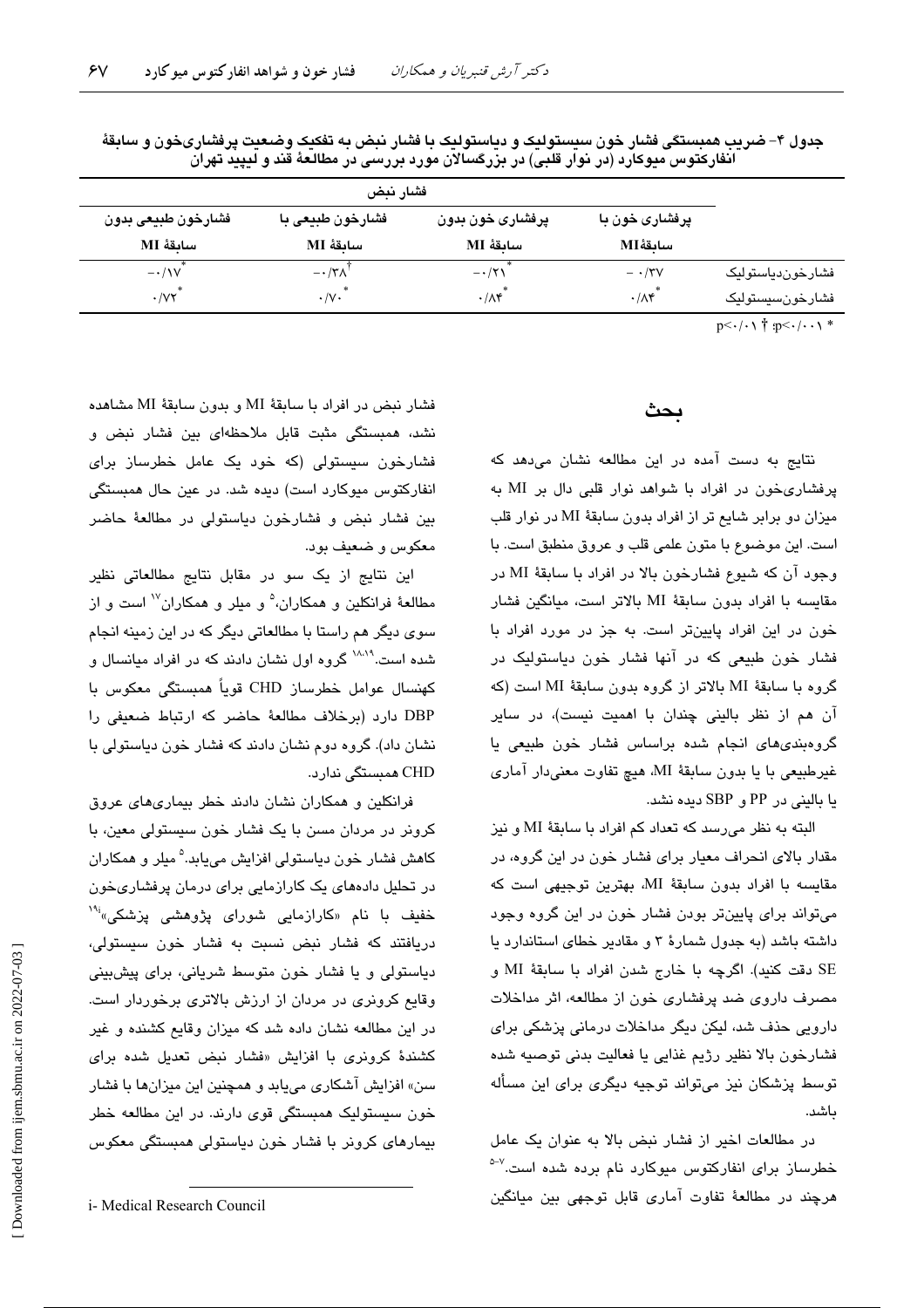جدول ۴- ضریب همبستگی فشار خون سیستولیک و دیاستولیک با فشار نبض به تفکیک وضعیت پرفشاری‌خون و سابقهٔ انفارکتوس میوکارد (در نوار قلبی) در بزرگسالان مورد بررسی در مطالعهٔ قند و لیپید تهران

| | فشار نبض | | | |
|---|---|---|---|---|
| | پرفشاری خون با سابقهٔ MI | پرفشاری خون بدون سابقهٔ MI | فشارخون طبیعی با سابقهٔ MI | فشارخون طبیعی بدون سابقهٔ MI |
| فشارخون‌دیاستولیک | -۰/۳۷ | -۰/۲۱* | -۰/۳۸† | -۰/۱۷* |
| فشارخون‌سیستولیک | ۰/۸۴* | ۰/۸۴* | ۰/۷۰* | ۰/۷۲* |

* p<۰/۰۰۱؛ † p<۰/۰۱

## بحث

نتایج به دست آمده در این مطالعه نشان می‌دهد که پرفشاری‌خون در افراد با شواهد نوار قلبی دال بر MI به میزان دو برابر شایع تر از افراد بدون سابقهٔ MI در نوار قلب است. این موضوع با متون علمی قلب و عروق منطبق است. با وجود آن که شیوع فشارخون بالا در افراد با سابقهٔ MI در مقایسه با افراد بدون سابقهٔ MI بالاتر است، میانگین فشار خون در این افراد پایین‌تر است. به جز در مورد افراد با فشار خون طبیعی که در آنها فشار خون دیاستولیک در گروه با سابقهٔ MI بالاتر از گروه بدون سابقهٔ MI است (که آن هم از نظر بالینی چندان با اهمیت نیست)، در سایر گروه‌بندی‌های انجام شده براساس فشار خون طبیعی یا غیرطبیعی با یا بدون سابقهٔ MI، هیچ تفاوت معنی‌دار آماری یا بالینی در PP و SBP دیده نشد.

البته به نظر می‌رسد که تعداد کم افراد با سابقهٔ MI و نیز مقدار بالای انحراف معیار برای فشار خون در این گروه، در مقایسه با افراد بدون سابقهٔ MI، بهترین توجیهی است که می‌تواند برای پایین‌تر بودن فشار خون در این گروه وجود داشته باشد (به جدول شمارهٔ ۳ و مقادیر خطای استاندارد یا SE دقت کنید). اگرچه با خارج شدن افراد با سابقهٔ MI و مصرف داروی ضد پرفشاری خون از مطالعه، اثر مداخلات دارویی حذف شد، لیکن دیگر مداخلات درمانی پزشکی برای فشارخون بالا نظیر رژیم غذایی یا فعالیت بدنی توصیه شده توسط پزشکان نیز می‌تواند توجیه دیگری برای این مسأله باشد.

در مطالعات اخیر از فشار نبض بالا به عنوان یک عامل خطرساز برای انفارکتوس میوکارد نام برده شده است.[۵-۷] هرچند در مطالعهٔ تفاوت آماری قابل توجهی بین میانگین فشار نبض در افراد با سابقهٔ MI و بدون سابقهٔ MI مشاهده نشد، همبستگی مثبت قابل ملاحظه‌ای بین فشار نبض و فشارخون سیستولی (که خود یک عامل خطرساز برای انفارکتوس میوکارد است) دیده شد. در عین حال همبستگی بین فشار نبض و فشارخون دیاستولی در مطالعهٔ حاضر معکوس و ضعیف بود.

این نتایج از یک سو در مقابل نتایج مطالعاتی نظیر مطالعهٔ فرانکلین و همکاران،[۵] و میلر و همکاران[۱۷] است و از سوی دیگر هم راستا با مطالعاتی دیگر که در این زمینه انجام شده است.[۱۸،۱۹] گروه اول نشان دادند که در افراد میانسال و کهنسال عوامل خطرساز CHD قویاً همبستگی معکوس با DBP دارد (برخلاف مطالعهٔ حاضر که ارتباط ضعیفی را نشان داد). گروه دوم نشان دادند که فشار خون دیاستولی با CHD همبستگی ندارد.

فرانکلین و همکاران نشان دادند خطر بیماری‌های عروق کرونر در مردان مسن با یک فشار خون سیستولی معین، با کاهش فشار خون دیاستولی افزایش می‌یابد.[۵] میلر و همکاران در تحلیل داده‌های یک کارازمایی برای درمان پرفشاری‌خون خفیف با نام «کارازمایی شورای پژوهشی پزشکی»[i][۱۹] دریافتند که فشار نبض نسبت به فشار خون سیستولی، دیاستولی و یا فشار خون متوسط شریانی، برای پیش‌بینی وقایع کرونری در مردان از ارزش بالاتری برخوردار است. در این مطالعه نشان داده شد که میزان وقایع کشنده و غیر کشندهٔ کرونری با افزایش «فشار نبض تعدیل شده برای سن» افزایش آشکاری می‌یابد و همچنین این میزان‌ها با فشار خون سیستولیک همبستگی قوی دارند. در این مطالعه خطر بیماری‌های کرونر با فشار خون دیاستولی همبستگی معکوس

i- Medical Research Council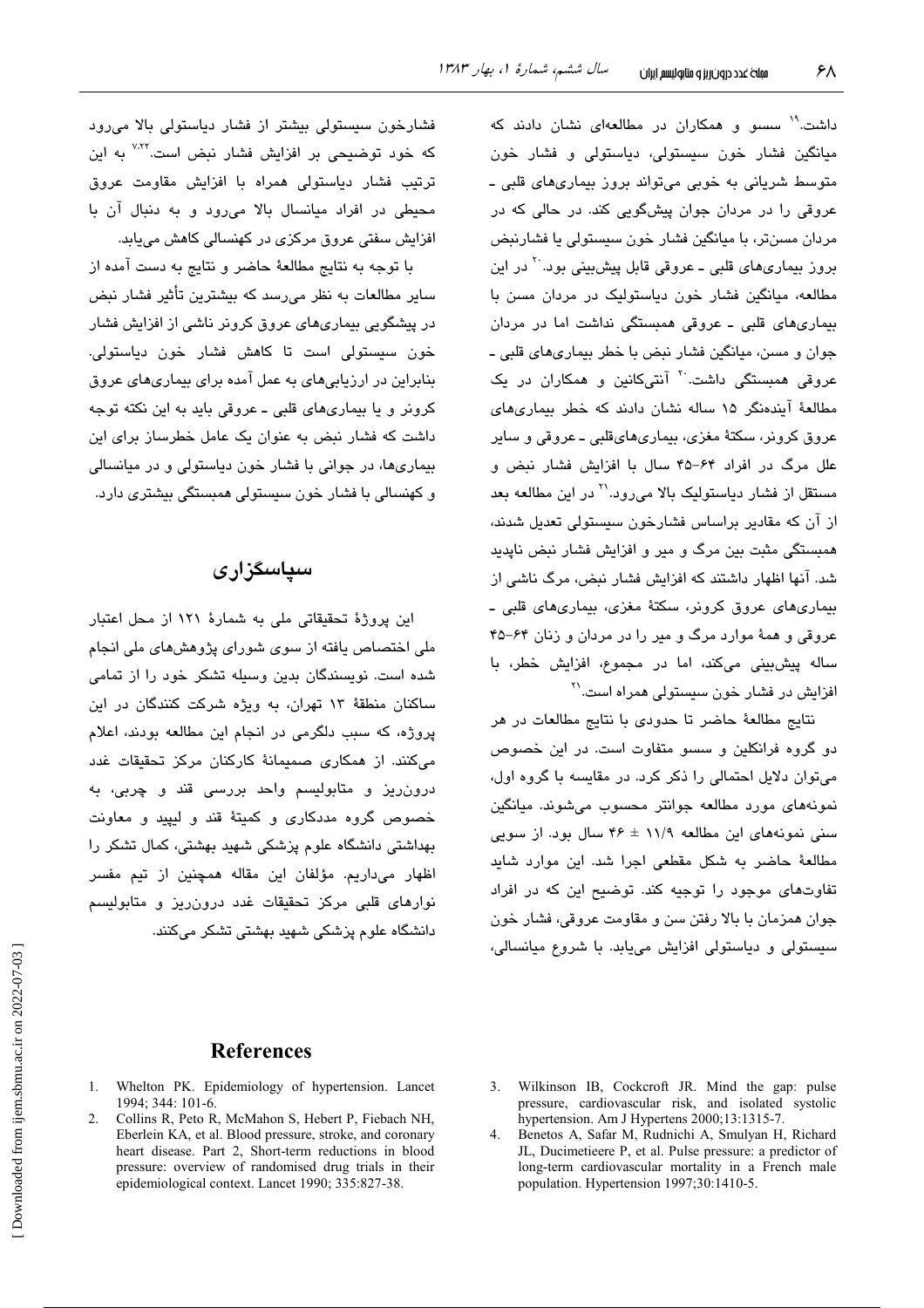داشت.[19] سسو و همکاران در مطالعه‌ای نشان دادند که میانگین فشار خون سیستولی، دیاستولی و فشار خون متوسط شریانی به خوبی می‌تواند بروز بیماری‌های قلبی ـ عروقی را در مردان جوان پیش‌گویی کند. در حالی که در مردان مسن‌تر، با میانگین فشار خون سیستولی یا فشارنبض بروز بیماری‌های قلبی ـ عروقی قابل پیش‌بینی بود.[20] در این مطالعه، میانگین فشار خون دیاستولیک در مردان مسن با بیماری‌های قلبی ـ عروقی همبستگی نداشت اما در مردان جوان و مسن، میانگین فشار نبض با خطر بیماری‌های قلبی ـ عروقی همبستگی داشت.[20] آنتی‌کانین و همکاران در یک مطالعهٔ آینده‌نگر ۱۵ ساله نشان دادند که خطر بیماری‌های عروق کرونر، سکتهٔ مغزی، بیماری‌های‌قلبی ـ عروقی و سایر علل مرگ در افراد ۶۴-۴۵ سال با افزایش فشار نبض و مستقل از فشار دیاستولیک بالا می‌رود.[21] در این مطالعه بعد از آن که مقادیر براساس فشارخون سیستولی تعدیل شدند، همبستگی مثبت بین مرگ و میر و افزایش فشار نبض ناپدید شد. آنها اظهار داشتند که افزایش فشار نبض، مرگ ناشی از بیماری‌های عروق کرونر، سکتهٔ مغزی، بیماری‌های قلبی ـ عروقی و همهٔ موارد مرگ و میر را در مردان و زنان ۶۴-۴۵ ساله پیش‌بینی می‌کند، اما در مجموع، افزایش خطر، با افزایش در فشار خون سیستولی همراه است.[21]

نتایج مطالعهٔ حاضر تا حدودی با نتایج مطالعات در هر دو گروه فرانکلین و سسو متفاوت است. در این خصوص می‌توان دلایل احتمالی را ذکر کرد. در مقایسه با گروه اول، نمونه‌های مورد مطالعه جوانتر محسوب می‌شوند. میانگین سنی نمونه‌های این مطالعه ۱۱/۹ ± ۴۶ سال بود. از سویی مطالعهٔ حاضر به شکل مقطعی اجرا شد. این موارد شاید تفاوت‌های موجود را توجیه کند. توضیح این که در افراد جوان همزمان با بالا رفتن سن و مقاومت عروقی، فشار خون سیستولی و دیاستولی افزایش می‌یابد. با شروع میانسالی، فشارخون سیستولی بیشتر از فشار دیاستولی بالا می‌رود که خود توضیحی بر افزایش فشار نبض است.[7,22] به این ترتیب فشار دیاستولی همراه با افزایش مقاومت عروق محیطی در افراد میانسال بالا می‌رود و به دنبال آن با افزایش سفتی عروق مرکزی در کهنسالی کاهش می‌یابد.

با توجه به نتایج مطالعهٔ حاضر و نتایج به دست آمده از سایر مطالعات به نظر می‌رسد که بیشترین تأثیر فشار نبض در پیشگویی بیماری‌های عروق کرونر ناشی از افزایش فشار خون سیستولی است تا کاهش فشار خون دیاستولی. بنابراین در ارزیابی‌های به عمل آمده برای بیماری‌های عروق کرونر و یا بیماری‌های قلبی ـ عروقی باید به این نکته توجه داشت که فشار نبض به عنوان یک عامل خطرساز برای این بیماری‌ها، در جوانی با فشار خون دیاستولی و در میانسالی و کهنسالی با فشار خون سیستولی همبستگی بیشتری دارد.

## سپاسگزاری

این پروژهٔ تحقیقاتی ملی به شمارهٔ ۱۲۱ از محل اعتبار ملی اختصاص یافته از سوی شورای پژوهش‌های ملی انجام شده است. نویسندگان بدین وسیله تشکر خود را از تمامی ساکنان منطقهٔ ۱۳ تهران، به ویژه شرکت کنندگان در این پروژه، که سبب دلگرمی در انجام این مطالعه بودند، اعلام می‌کنند. از همکاری صمیمانهٔ کارکنان مرکز تحقیقات غدد درون‌ریز و متابولیسم واحد بررسی قند و چربی، به خصوص گروه مددکاری و کمیتهٔ قند و لیپید و معاونت بهداشتی دانشگاه علوم پزشکی شهید بهشتی، کمال تشکر را اظهار می‌داریم. مؤلفان این مقاله همچنین از تیم مفسر نوارهای قلبی مرکز تحقیقات غدد درون‌ریز و متابولیسم دانشگاه علوم پزشکی شهید بهشتی تشکر می‌کنند.

## References

1. Whelton PK. Epidemiology of hypertension. Lancet 1994; 344: 101-6.
2. Collins R, Peto R, McMahon S, Hebert P, Fiebach NH, Eberlein KA, et al. Blood pressure, stroke, and coronary heart disease. Part 2, Short-term reductions in blood pressure: overview of randomised drug trials in their epidemiological context. Lancet 1990; 335:827-38.
3. Wilkinson IB, Cockcroft JR. Mind the gap: pulse pressure, cardiovascular risk, and isolated systolic hypertension. Am J Hypertens 2000;13:1315-7.
4. Benetos A, Safar M, Rudnichi A, Smulyan H, Richard JL, Ducimetieere P, et al. Pulse pressure: a predictor of long-term cardiovascular mortality in a French male population. Hypertension 1997;30:1410-5.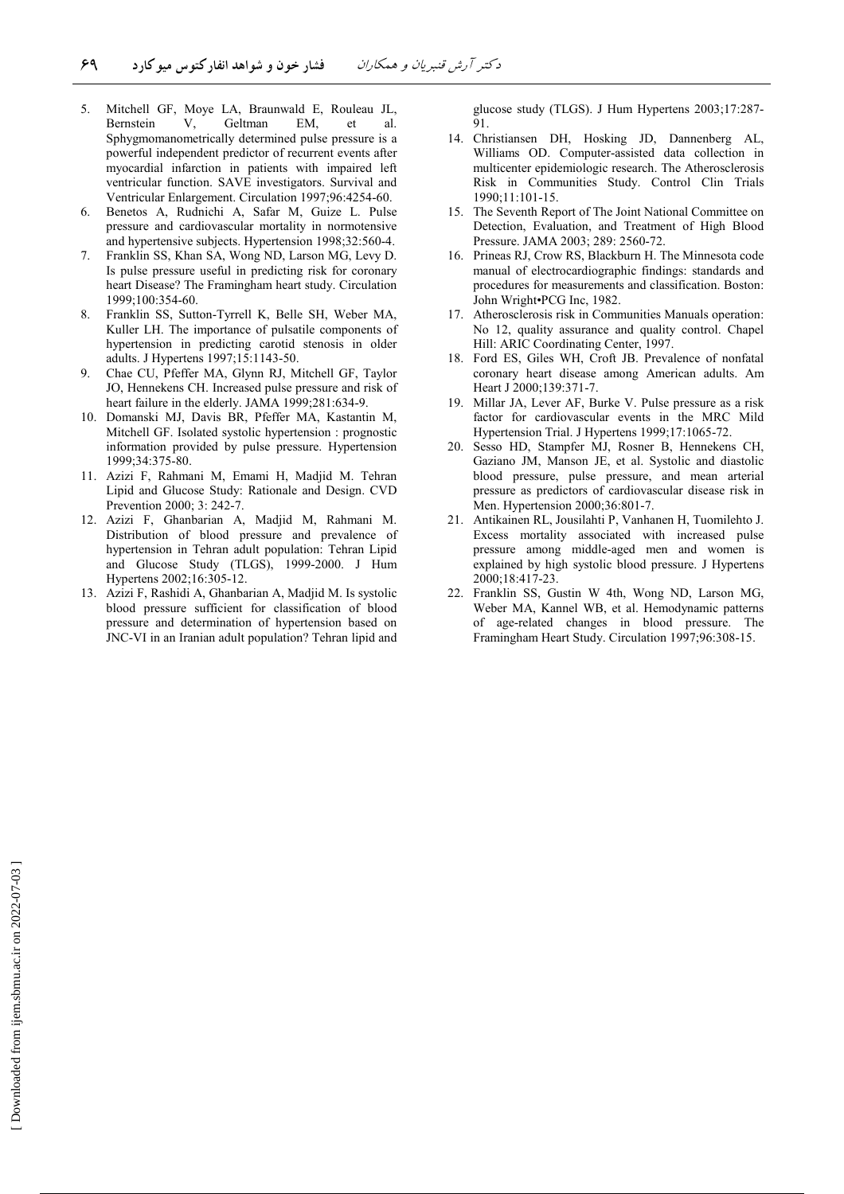5. Mitchell GF, Moye LA, Braunwald E, Rouleau JL, Bernstein V, Geltman EM, et al. Sphygmomanometrically determined pulse pressure is a powerful independent predictor of recurrent events after myocardial infarction in patients with impaired left ventricular function. SAVE investigators. Survival and Ventricular Enlargement. Circulation 1997;96:4254-60.
6. Benetos A, Rudnichi A, Safar M, Guize L. Pulse pressure and cardiovascular mortality in normotensive and hypertensive subjects. Hypertension 1998;32:560-4.
7. Franklin SS, Khan SA, Wong ND, Larson MG, Levy D. Is pulse pressure useful in predicting risk for coronary heart Disease? The Framingham heart study. Circulation 1999;100:354-60.
8. Franklin SS, Sutton-Tyrrell K, Belle SH, Weber MA, Kuller LH. The importance of pulsatile components of hypertension in predicting carotid stenosis in older adults. J Hypertens 1997;15:1143-50.
9. Chae CU, Pfeffer MA, Glynn RJ, Mitchell GF, Taylor JO, Hennekens CH. Increased pulse pressure and risk of heart failure in the elderly. JAMA 1999;281:634-9.
10. Domanski MJ, Davis BR, Pfeffer MA, Kastantin M, Mitchell GF. Isolated systolic hypertension : prognostic information provided by pulse pressure. Hypertension 1999;34:375-80.
11. Azizi F, Rahmani M, Emami H, Madjid M. Tehran Lipid and Glucose Study: Rationale and Design. CVD Prevention 2000; 3: 242-7.
12. Azizi F, Ghanbarian A, Madjid M, Rahmani M. Distribution of blood pressure and prevalence of hypertension in Tehran adult population: Tehran Lipid and Glucose Study (TLGS), 1999-2000. J Hum Hypertens 2002;16:305-12.
13. Azizi F, Rashidi A, Ghanbarian A, Madjid M. Is systolic blood pressure sufficient for classification of blood pressure and determination of hypertension based on JNC-VI in an Iranian adult population? Tehran lipid and glucose study (TLGS). J Hum Hypertens 2003;17:287-91.
14. Christiansen DH, Hosking JD, Dannenberg AL, Williams OD. Computer-assisted data collection in multicenter epidemiologic research. The Atherosclerosis Risk in Communities Study. Control Clin Trials 1990;11:101-15.
15. The Seventh Report of The Joint National Committee on Detection, Evaluation, and Treatment of High Blood Pressure. JAMA 2003; 289: 2560-72.
16. Prineas RJ, Crow RS, Blackburn H. The Minnesota code manual of electrocardiographic findings: standards and procedures for measurements and classification. Boston: John Wright•PCG Inc, 1982.
17. Atherosclerosis risk in Communities Manuals operation: No 12, quality assurance and quality control. Chapel Hill: ARIC Coordinating Center, 1997.
18. Ford ES, Giles WH, Croft JB. Prevalence of nonfatal coronary heart disease among American adults. Am Heart J 2000;139:371-7.
19. Millar JA, Lever AF, Burke V. Pulse pressure as a risk factor for cardiovascular events in the MRC Mild Hypertension Trial. J Hypertens 1999;17:1065-72.
20. Sesso HD, Stampfer MJ, Rosner B, Hennekens CH, Gaziano JM, Manson JE, et al. Systolic and diastolic blood pressure, pulse pressure, and mean arterial pressure as predictors of cardiovascular disease risk in Men. Hypertension 2000;36:801-7.
21. Antikainen RL, Jousilahti P, Vanhanen H, Tuomilehto J. Excess mortality associated with increased pulse pressure among middle-aged men and women is explained by high systolic blood pressure. J Hypertens 2000;18:417-23.
22. Franklin SS, Gustin W 4th, Wong ND, Larson MG, Weber MA, Kannel WB, et al. Hemodynamic patterns of age-related changes in blood pressure. The Framingham Heart Study. Circulation 1997;96:308-15.